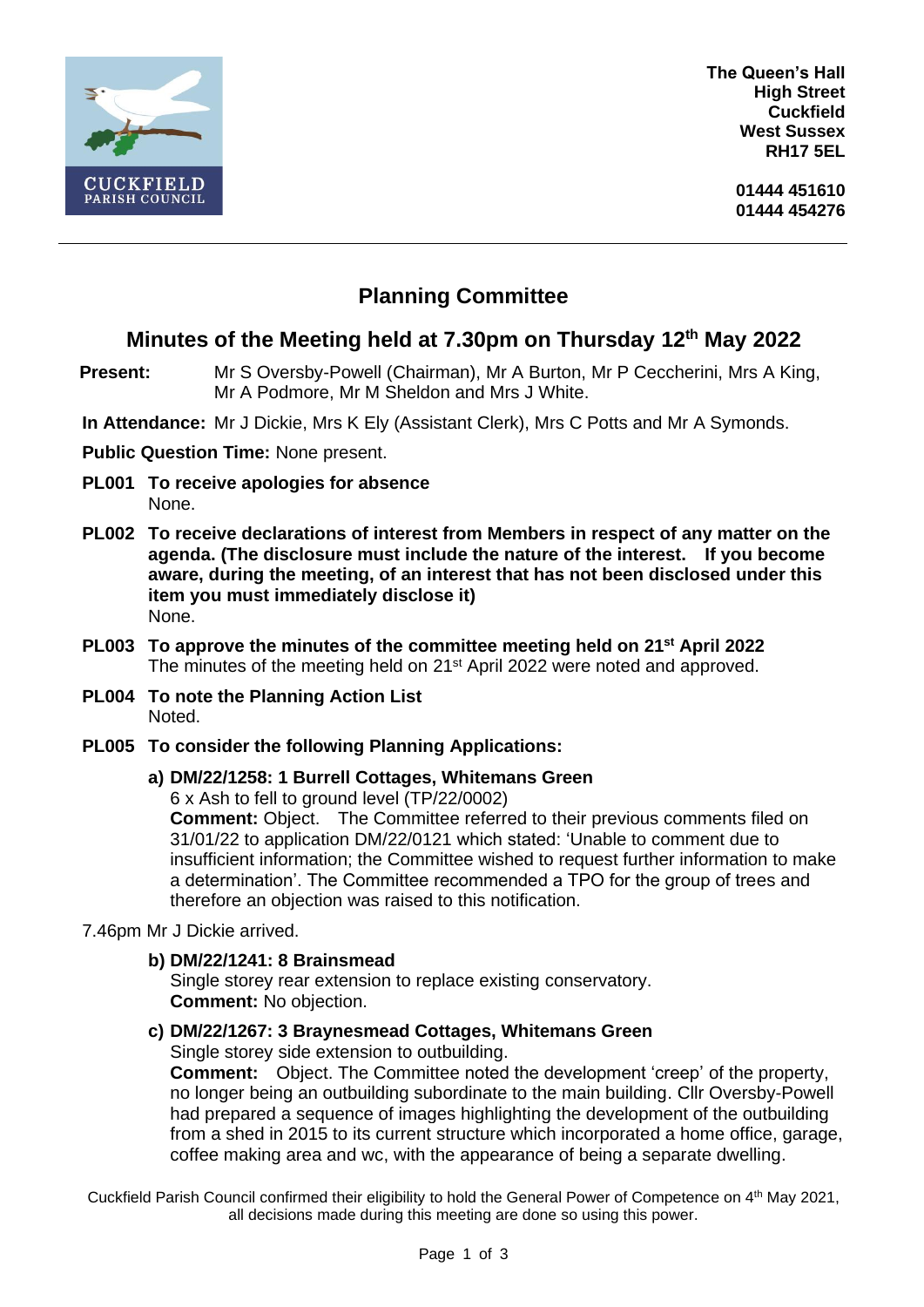CUCKFIELD
PARISH COUNCIL

**The Queen's Hall**
**High Street**
**Cuckfield**
**West Sussex**
**RH17 5EL**

**01444 451610**
**01444 454276**

---

# Planning Committee

## Minutes of the Meeting held at 7.30pm on Thursday 12th May 2022

**Present:** Mr S Oversby-Powell (Chairman), Mr A Burton, Mr P Ceccherini, Mrs A King, Mr A Podmore, Mr M Sheldon and Mrs J White.

**In Attendance:** Mr J Dickie, Mrs K Ely (Assistant Clerk), Mrs C Potts and Mr A Symonds.

**Public Question Time:** None present.

**PL001 To receive apologies for absence**
None.

**PL002 To receive declarations of interest from Members in respect of any matter on the agenda. (The disclosure must include the nature of the interest. If you become aware, during the meeting, of an interest that has not been disclosed under this item you must immediately disclose it)**
None.

**PL003 To approve the minutes of the committee meeting held on 21st April 2022**
The minutes of the meeting held on 21st April 2022 were noted and approved.

**PL004 To note the Planning Action List**
Noted.

**PL005 To consider the following Planning Applications:**

**a) DM/22/1258: 1 Burrell Cottages, Whitemans Green**
6 x Ash to fell to ground level (TP/22/0002)
**Comment:** Object. The Committee referred to their previous comments filed on 31/01/22 to application DM/22/0121 which stated: 'Unable to comment due to insufficient information; the Committee wished to request further information to make a determination'. The Committee recommended a TPO for the group of trees and therefore an objection was raised to this notification.

7.46pm Mr J Dickie arrived.

**b) DM/22/1241: 8 Brainsmead**
Single storey rear extension to replace existing conservatory.
**Comment:** No objection.

**c) DM/22/1267: 3 Braynesmead Cottages, Whitemans Green**
Single storey side extension to outbuilding.
**Comment:** Object. The Committee noted the development 'creep' of the property, no longer being an outbuilding subordinate to the main building. Cllr Oversby-Powell had prepared a sequence of images highlighting the development of the outbuilding from a shed in 2015 to its current structure which incorporated a home office, garage, coffee making area and wc, with the appearance of being a separate dwelling.

Cuckfield Parish Council confirmed their eligibility to hold the General Power of Competence on 4th May 2021, all decisions made during this meeting are done so using this power.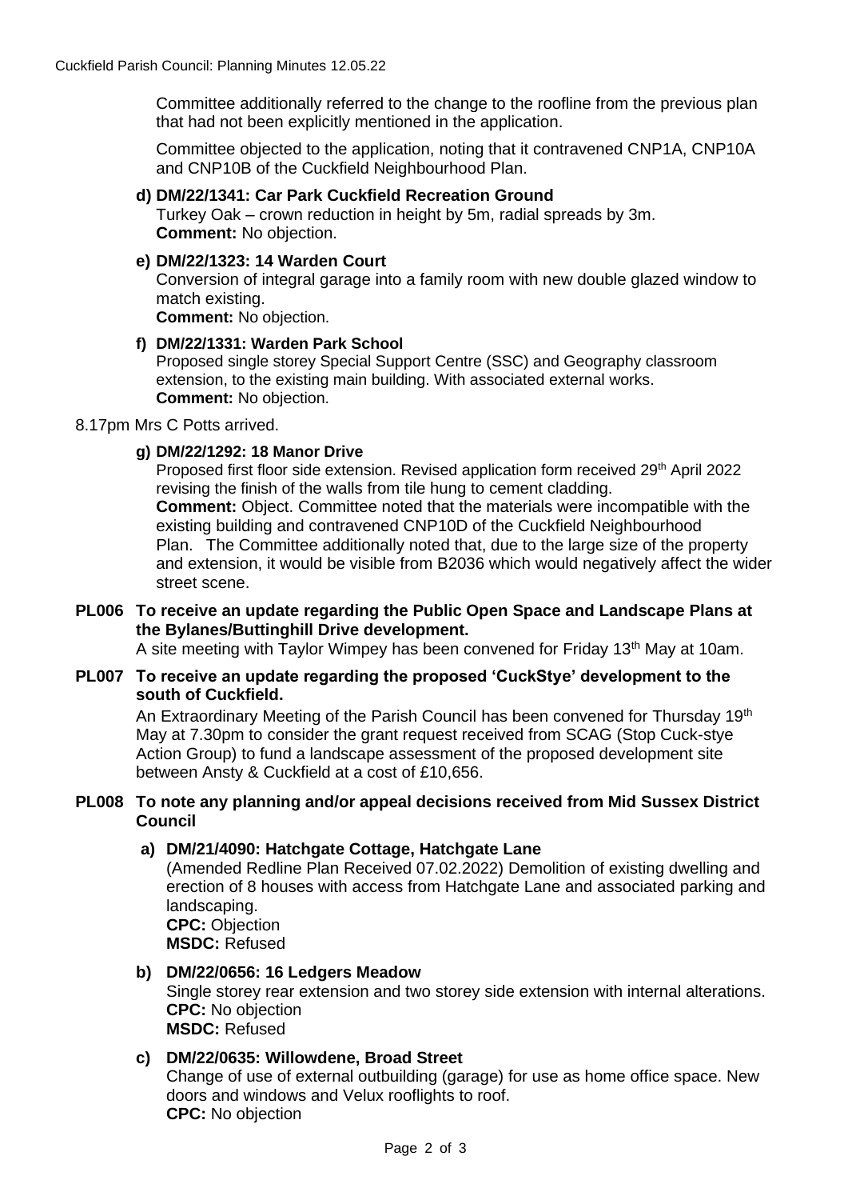Committee additionally referred to the change to the roofline from the previous plan that had not been explicitly mentioned in the application.

Committee objected to the application, noting that it contravened CNP1A, CNP10A and CNP10B of the Cuckfield Neighbourhood Plan.

**d) DM/22/1341: Car Park Cuckfield Recreation Ground**
Turkey Oak – crown reduction in height by 5m, radial spreads by 3m.
**Comment:** No objection.

**e) DM/22/1323: 14 Warden Court**
Conversion of integral garage into a family room with new double glazed window to match existing.
**Comment:** No objection.

**f) DM/22/1331: Warden Park School**
Proposed single storey Special Support Centre (SSC) and Geography classroom extension, to the existing main building. With associated external works.
**Comment:** No objection.

8.17pm Mrs C Potts arrived.

**g) DM/22/1292: 18 Manor Drive**
Proposed first floor side extension. Revised application form received 29th April 2022 revising the finish of the walls from tile hung to cement cladding.
**Comment:** Object. Committee noted that the materials were incompatible with the existing building and contravened CNP10D of the Cuckfield Neighbourhood Plan. The Committee additionally noted that, due to the large size of the property and extension, it would be visible from B2036 which would negatively affect the wider street scene.

**PL006 To receive an update regarding the Public Open Space and Landscape Plans at the Bylanes/Buttinghill Drive development.**

A site meeting with Taylor Wimpey has been convened for Friday 13th May at 10am.

**PL007 To receive an update regarding the proposed 'CuckStye' development to the south of Cuckfield.**

An Extraordinary Meeting of the Parish Council has been convened for Thursday 19th May at 7.30pm to consider the grant request received from SCAG (Stop Cuck-stye Action Group) to fund a landscape assessment of the proposed development site between Ansty & Cuckfield at a cost of £10,656.

**PL008 To note any planning and/or appeal decisions received from Mid Sussex District Council**

**a) DM/21/4090: Hatchgate Cottage, Hatchgate Lane**
(Amended Redline Plan Received 07.02.2022) Demolition of existing dwelling and erection of 8 houses with access from Hatchgate Lane and associated parking and landscaping.
**CPC:** Objection
**MSDC:** Refused

**b) DM/22/0656: 16 Ledgers Meadow**
Single storey rear extension and two storey side extension with internal alterations.
**CPC:** No objection
**MSDC:** Refused

**c) DM/22/0635: Willowdene, Broad Street**
Change of use of external outbuilding (garage) for use as home office space. New doors and windows and Velux rooflights to roof.
**CPC:** No objection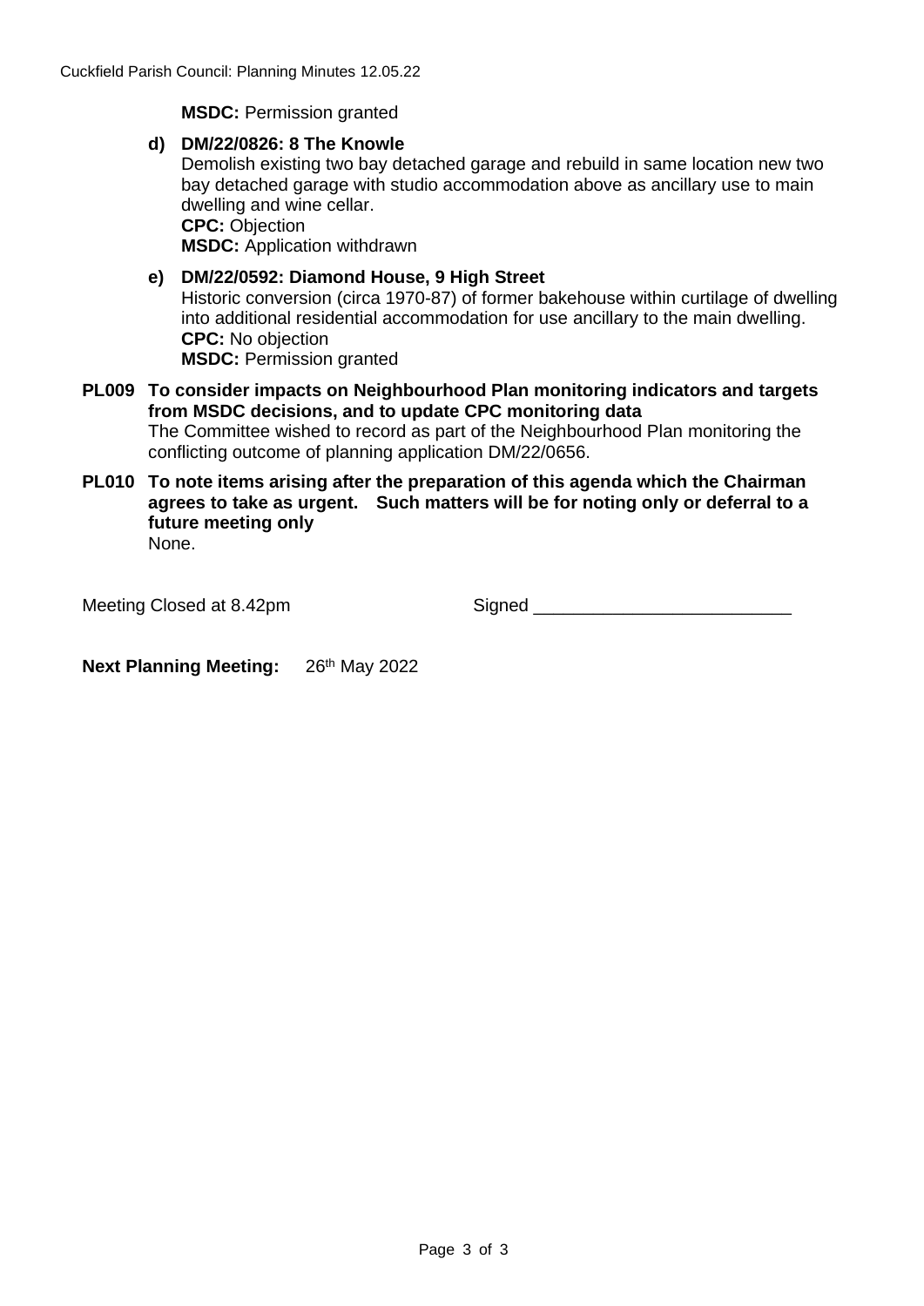**MSDC:** Permission granted

**d) DM/22/0826: 8 The Knowle**
Demolish existing two bay detached garage and rebuild in same location new two bay detached garage with studio accommodation above as ancillary use to main dwelling and wine cellar.
**CPC:** Objection
**MSDC:** Application withdrawn

**e) DM/22/0592: Diamond House, 9 High Street**
Historic conversion (circa 1970-87) of former bakehouse within curtilage of dwelling into additional residential accommodation for use ancillary to the main dwelling.
**CPC:** No objection
**MSDC:** Permission granted

**PL009 To consider impacts on Neighbourhood Plan monitoring indicators and targets from MSDC decisions, and to update CPC monitoring data**
The Committee wished to record as part of the Neighbourhood Plan monitoring the conflicting outcome of planning application DM/22/0656.

**PL010 To note items arising after the preparation of this agenda which the Chairman agrees to take as urgent. Such matters will be for noting only or deferral to a future meeting only**
None.

Meeting Closed at 8.42pm Signed _________________________

**Next Planning Meeting:** 26th May 2022